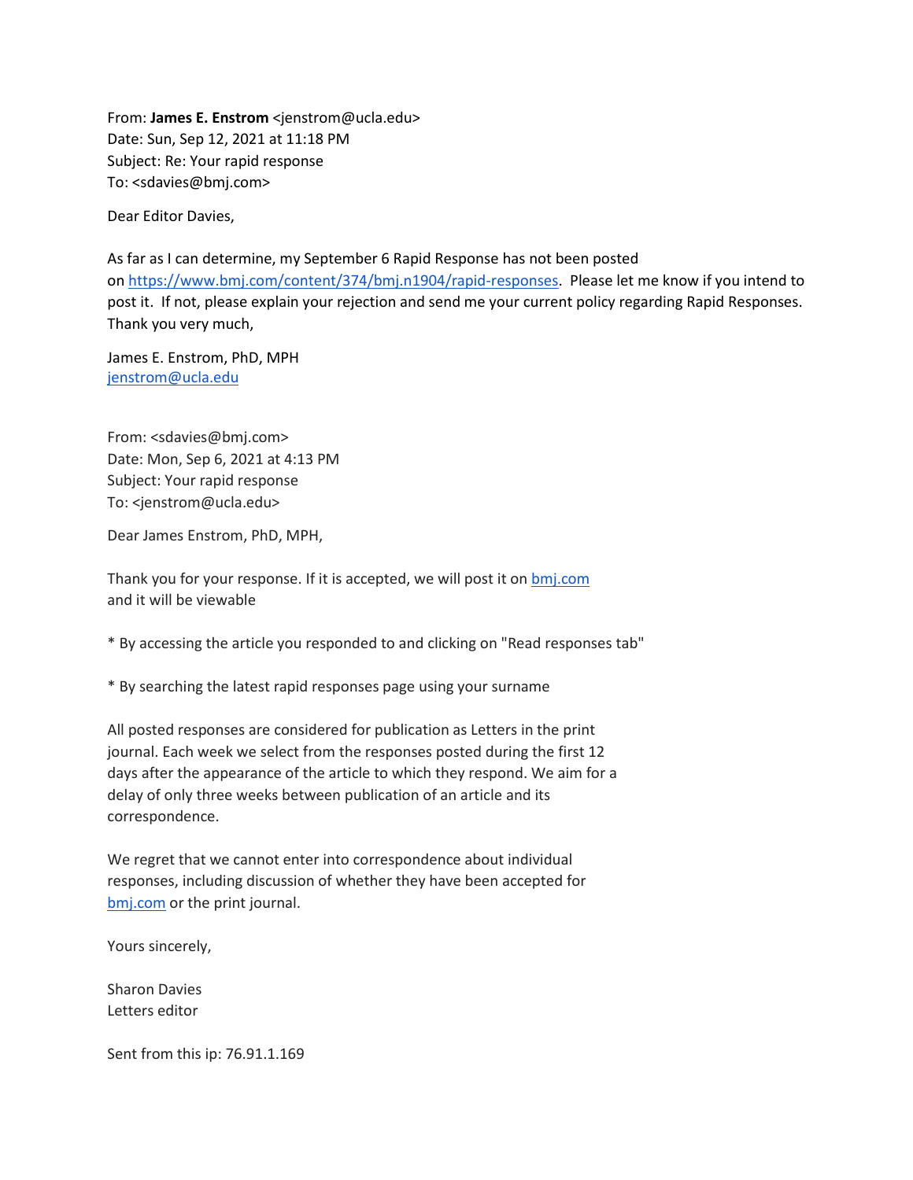From: **James E. Enstrom** <jenstrom@ucla.edu>
Date: Sun, Sep 12, 2021 at 11:18 PM
Subject: Re: Your rapid response
To: <sdavies@bmj.com>

Dear Editor Davies,

As far as I can determine, my September 6 Rapid Response has not been posted on https://www.bmj.com/content/374/bmj.n1904/rapid-responses. Please let me know if you intend to post it. If not, please explain your rejection and send me your current policy regarding Rapid Responses. Thank you very much,

James E. Enstrom, PhD, MPH
jenstrom@ucla.edu

From: <sdavies@bmj.com>
Date: Mon, Sep 6, 2021 at 4:13 PM
Subject: Your rapid response
To: <jenstrom@ucla.edu>

Dear James Enstrom, PhD, MPH,

Thank you for your response. If it is accepted, we will post it on bmj.com
and it will be viewable

* By accessing the article you responded to and clicking on "Read responses tab"

* By searching the latest rapid responses page using your surname

All posted responses are considered for publication as Letters in the print journal. Each week we select from the responses posted during the first 12 days after the appearance of the article to which they respond. We aim for a delay of only three weeks between publication of an article and its correspondence.

We regret that we cannot enter into correspondence about individual responses, including discussion of whether they have been accepted for bmj.com or the print journal.

Yours sincerely,

Sharon Davies
Letters editor

Sent from this ip: 76.91.1.169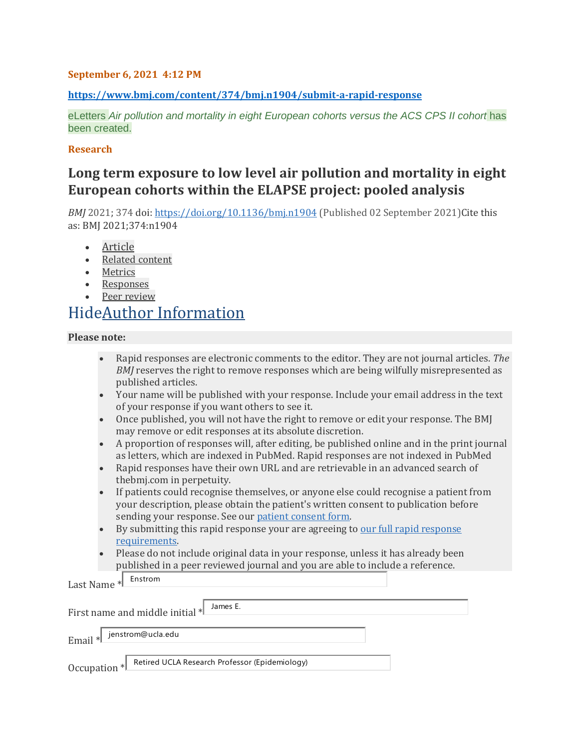**September 6, 2021 4:12 PM**

**https://www.bmj.com/content/374/bmj.n1904/submit-a-rapid-response**

eLetters *Air pollution and mortality in eight European cohorts versus the ACS CPS II cohort* has been created.

**Research**

## Long term exposure to low level air pollution and mortality in eight European cohorts within the ELAPSE project: pooled analysis

*BMJ* 2021; 374 doi: https://doi.org/10.1136/bmj.n1904 (Published 02 September 2021)Cite this as: BMJ 2021;374:n1904

- Article
- Related content
- Metrics
- Responses
- Peer review

HideAuthor Information

**Please note:**

- Rapid responses are electronic comments to the editor. They are not journal articles. *The BMJ* reserves the right to remove responses which are being wilfully misrepresented as published articles.
- Your name will be published with your response. Include your email address in the text of your response if you want others to see it.
- Once published, you will not have the right to remove or edit your response. The BMJ may remove or edit responses at its absolute discretion.
- A proportion of responses will, after editing, be published online and in the print journal as letters, which are indexed in PubMed. Rapid responses are not indexed in PubMed
- Rapid responses have their own URL and are retrievable in an advanced search of thebmj.com in perpetuity.
- If patients could recognise themselves, or anyone else could recognise a patient from your description, please obtain the patient's written consent to publication before sending your response. See our patient consent form.
- By submitting this rapid response your are agreeing to our full rapid response requirements.
- Please do not include original data in your response, unless it has already been published in a peer reviewed journal and you are able to include a reference.

Last Name * Enstrom

First name and middle initial * James E.

Email * jenstrom@ucla.edu

Occupation * Retired UCLA Research Professor (Epidemiology)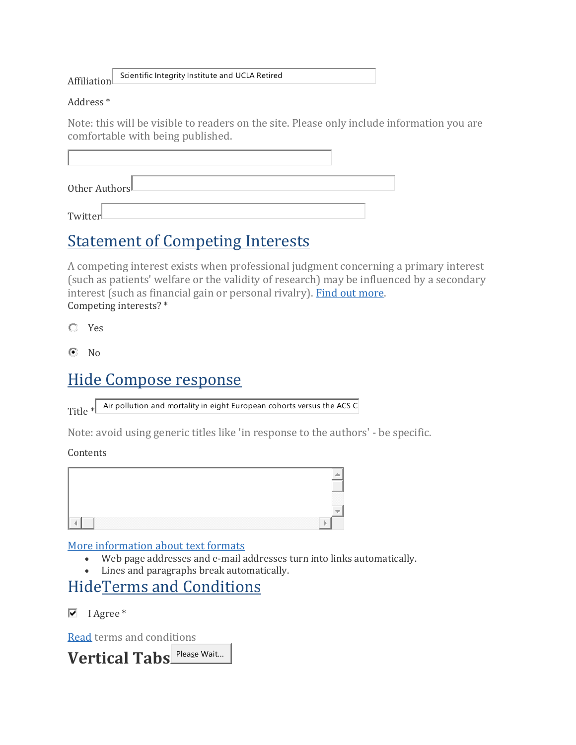Affiliation Scientific Integrity Institute and UCLA Retired

Address *

Note: this will be visible to readers on the site. Please only include information you are comfortable with being published.

Other Authors

Twitter

## Statement of Competing Interests

A competing interest exists when professional judgment concerning a primary interest (such as patients' welfare or the validity of research) may be influenced by a secondary interest (such as financial gain or personal rivalry). Find out more.

Competing interests? *

- [ ] Yes
- [x] No

## Hide Compose response

Title * Air pollution and mortality in eight European cohorts versus the ACS C

Note: avoid using generic titles like 'in response to the authors' - be specific.

Contents

More information about text formats

- Web page addresses and e-mail addresses turn into links automatically.
- Lines and paragraphs break automatically.

## HideTerms and Conditions

- [x] I Agree *

Read terms and conditions

# Vertical Tabs

Please Wait...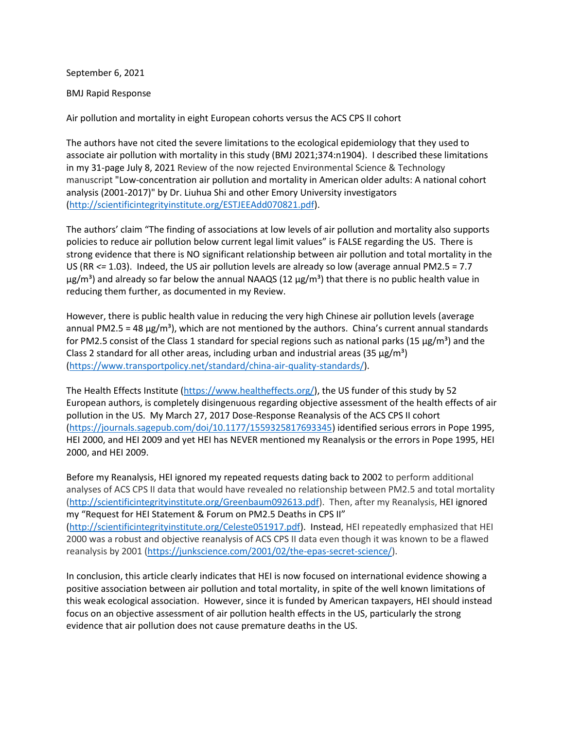September 6, 2021

BMJ Rapid Response

Air pollution and mortality in eight European cohorts versus the ACS CPS II cohort

The authors have not cited the severe limitations to the ecological epidemiology that they used to associate air pollution with mortality in this study (BMJ 2021;374:n1904). I described these limitations in my 31-page July 8, 2021 Review of the now rejected Environmental Science & Technology manuscript "Low-concentration air pollution and mortality in American older adults: A national cohort analysis (2001-2017)" by Dr. Liuhua Shi and other Emory University investigators (http://scientificintegrityinstitute.org/ESTJEEAdd070821.pdf).

The authors' claim "The finding of associations at low levels of air pollution and mortality also supports policies to reduce air pollution below current legal limit values" is FALSE regarding the US. There is strong evidence that there is NO significant relationship between air pollution and total mortality in the US (RR <= 1.03). Indeed, the US air pollution levels are already so low (average annual PM2.5 = 7.7 µg/m³) and already so far below the annual NAAQS (12 µg/m³) that there is no public health value in reducing them further, as documented in my Review.

However, there is public health value in reducing the very high Chinese air pollution levels (average annual PM2.5 = 48 µg/m³), which are not mentioned by the authors. China's current annual standards for PM2.5 consist of the Class 1 standard for special regions such as national parks (15 µg/m³) and the Class 2 standard for all other areas, including urban and industrial areas (35 µg/m³) (https://www.transportpolicy.net/standard/china-air-quality-standards/).

The Health Effects Institute (https://www.healtheffects.org/), the US funder of this study by 52 European authors, is completely disingenuous regarding objective assessment of the health effects of air pollution in the US. My March 27, 2017 Dose-Response Reanalysis of the ACS CPS II cohort (https://journals.sagepub.com/doi/10.1177/1559325817693345) identified serious errors in Pope 1995, HEI 2000, and HEI 2009 and yet HEI has NEVER mentioned my Reanalysis or the errors in Pope 1995, HEI 2000, and HEI 2009.

Before my Reanalysis, HEI ignored my repeated requests dating back to 2002 to perform additional analyses of ACS CPS II data that would have revealed no relationship between PM2.5 and total mortality (http://scientificintegrityinstitute.org/Greenbaum092613.pdf). Then, after my Reanalysis, HEI ignored my "Request for HEI Statement & Forum on PM2.5 Deaths in CPS II" (http://scientificintegrityinstitute.org/Celeste051917.pdf). Instead, HEI repeatedly emphasized that HEI 2000 was a robust and objective reanalysis of ACS CPS II data even though it was known to be a flawed reanalysis by 2001 (https://junkscience.com/2001/02/the-epas-secret-science/).

In conclusion, this article clearly indicates that HEI is now focused on international evidence showing a positive association between air pollution and total mortality, in spite of the well known limitations of this weak ecological association. However, since it is funded by American taxpayers, HEI should instead focus on an objective assessment of air pollution health effects in the US, particularly the strong evidence that air pollution does not cause premature deaths in the US.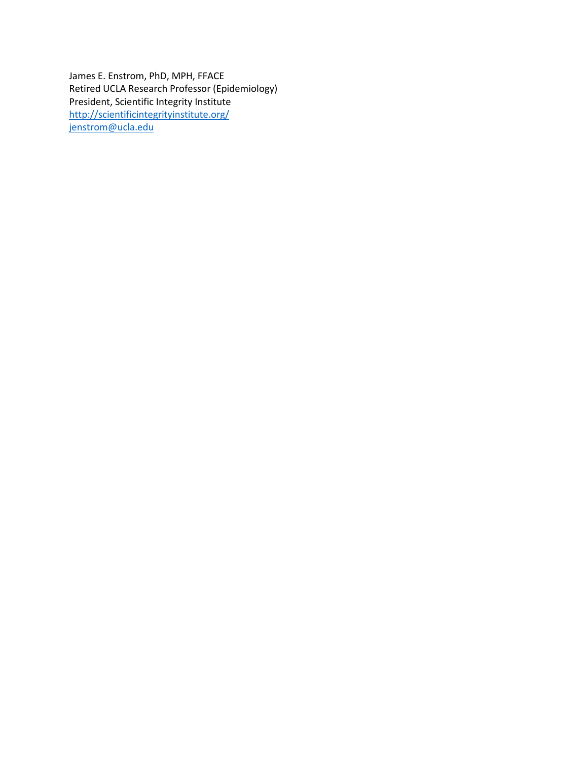James E. Enstrom, PhD, MPH, FFACE
Retired UCLA Research Professor (Epidemiology)
President, Scientific Integrity Institute
http://scientificintegrityinstitute.org/
jenstrom@ucla.edu